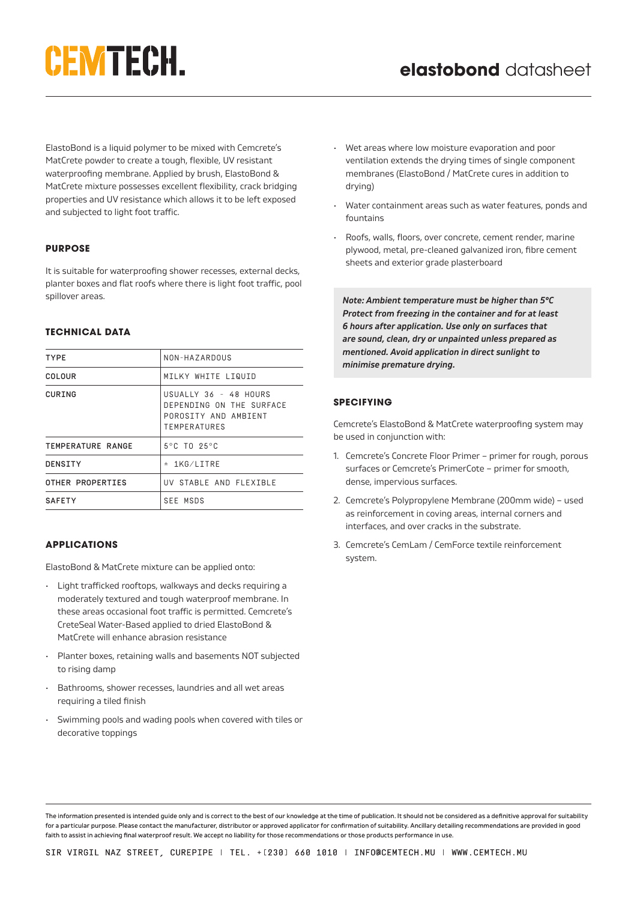# CEMTECH.

## **elastobond** datasheet

ElastoBond is a liquid polymer to be mixed with Cemcrete's MatCrete powder to create a tough, flexible, UV resistant waterproofing membrane. Applied by brush, ElastoBond & MatCrete mixture possesses excellent flexibility, crack bridging properties and UV resistance which allows it to be left exposed and subjected to light foot traffic.

### PURPOSE

It is suitable for waterproofing shower recesses, external decks, planter boxes and flat roofs where there is light foot traffic, pool spillover areas.

### TECHNICAL DATA

| TYPE | NON-HAZARDOUS |
|---|---|
| COLOUR | MILKY WHITE LIQUID |
| CURING | USUALLY 36 - 48 HOURS DEPENDING ON THE SURFACE POROSITY AND AMBIENT TEMPERATURES |
| TEMPERATURE RANGE | 5°C TO 25°C |
| DENSITY | ± 1KG/LITRE |
| OTHER PROPERTIES | UV STABLE AND FLEXIBLE |
| SAFETY | SEE MSDS |

### APPLICATIONS

ElastoBond & MatCrete mixture can be applied onto:

- Light trafficked rooftops, walkways and decks requiring a moderately textured and tough waterproof membrane. In these areas occasional foot traffic is permitted. Cemcrete's CreteSeal Water-Based applied to dried ElastoBond & MatCrete will enhance abrasion resistance
- Planter boxes, retaining walls and basements NOT subjected to rising damp
- Bathrooms, shower recesses, laundries and all wet areas requiring a tiled finish
- Swimming pools and wading pools when covered with tiles or decorative toppings
- Wet areas where low moisture evaporation and poor ventilation extends the drying times of single component membranes (ElastoBond / MatCrete cures in addition to drying)
- Water containment areas such as water features, ponds and fountains
- Roofs, walls, floors, over concrete, cement render, marine plywood, metal, pre-cleaned galvanized iron, fibre cement sheets and exterior grade plasterboard

***Note: Ambient temperature must be higher than 5°C Protect from freezing in the container and for at least 6 hours after application. Use only on surfaces that are sound, clean, dry or unpainted unless prepared as mentioned. Avoid application in direct sunlight to minimise premature drying.***

### SPECIFYING

Cemcrete's ElastoBond & MatCrete waterproofing system may be used in conjunction with:

1. Cemcrete's Concrete Floor Primer – primer for rough, porous surfaces or Cemcrete's PrimerCote – primer for smooth, dense, impervious surfaces.
2. Cemcrete's Polypropylene Membrane (200mm wide) – used as reinforcement in coving areas, internal corners and interfaces, and over cracks in the substrate.
3. Cemcrete's CemLam / CemForce textile reinforcement system.

The information presented is intended guide only and is correct to the best of our knowledge at the time of publication. It should not be considered as a definitive approval for suitability for a particular purpose. Please contact the manufacturer, distributor or approved applicator for confirmation of suitability. Ancillary detailing recommendations are provided in good faith to assist in achieving final waterproof result. We accept no liability for those recommendations or those products performance in use.

SIR VIRGIL NAZ STREET, CUREPIPE | TEL. +[230] 660 1010 | INFO@CEMTECH.MU | WWW.CEMTECH.MU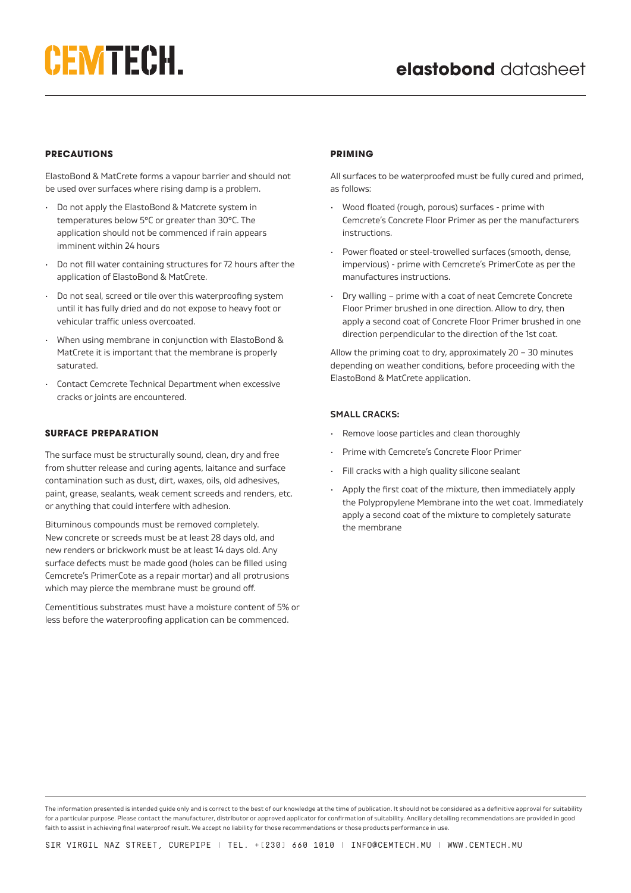## PRECAUTIONS

ElastoBond & MatCrete forms a vapour barrier and should not be used over surfaces where rising damp is a problem.

- Do not apply the ElastoBond & Matcrete system in temperatures below 5°C or greater than 30°C. The application should not be commenced if rain appears imminent within 24 hours
- Do not fill water containing structures for 72 hours after the application of ElastoBond & MatCrete.
- Do not seal, screed or tile over this waterproofing system until it has fully dried and do not expose to heavy foot or vehicular traffic unless overcoated.
- When using membrane in conjunction with ElastoBond & MatCrete it is important that the membrane is properly saturated.
- Contact Cemcrete Technical Department when excessive cracks or joints are encountered.

## SURFACE PREPARATION

The surface must be structurally sound, clean, dry and free from shutter release and curing agents, laitance and surface contamination such as dust, dirt, waxes, oils, old adhesives, paint, grease, sealants, weak cement screeds and renders, etc. or anything that could interfere with adhesion.

Bituminous compounds must be removed completely. New concrete or screeds must be at least 28 days old, and new renders or brickwork must be at least 14 days old. Any surface defects must be made good (holes can be filled using Cemcrete's PrimerCote as a repair mortar) and all protrusions which may pierce the membrane must be ground off.

Cementitious substrates must have a moisture content of 5% or less before the waterproofing application can be commenced.

## PRIMING

All surfaces to be waterproofed must be fully cured and primed, as follows:

- Wood floated (rough, porous) surfaces - prime with Cemcrete's Concrete Floor Primer as per the manufacturers instructions.
- Power floated or steel-trowelled surfaces (smooth, dense, impervious) - prime with Cemcrete's PrimerCote as per the manufactures instructions.
- Dry walling – prime with a coat of neat Cemcrete Concrete Floor Primer brushed in one direction. Allow to dry, then apply a second coat of Concrete Floor Primer brushed in one direction perpendicular to the direction of the 1st coat.

Allow the priming coat to dry, approximately 20 – 30 minutes depending on weather conditions, before proceeding with the ElastoBond & MatCrete application.

### SMALL CRACKS:

- Remove loose particles and clean thoroughly
- Prime with Cemcrete's Concrete Floor Primer
- Fill cracks with a high quality silicone sealant
- Apply the first coat of the mixture, then immediately apply the Polypropylene Membrane into the wet coat. Immediately apply a second coat of the mixture to completely saturate the membrane

The information presented is intended guide only and is correct to the best of our knowledge at the time of publication. It should not be considered as a definitive approval for suitability for a particular purpose. Please contact the manufacturer, distributor or approved applicator for confirmation of suitability. Ancillary detailing recommendations are provided in good faith to assist in achieving final waterproof result. We accept no liability for those recommendations or those products performance in use.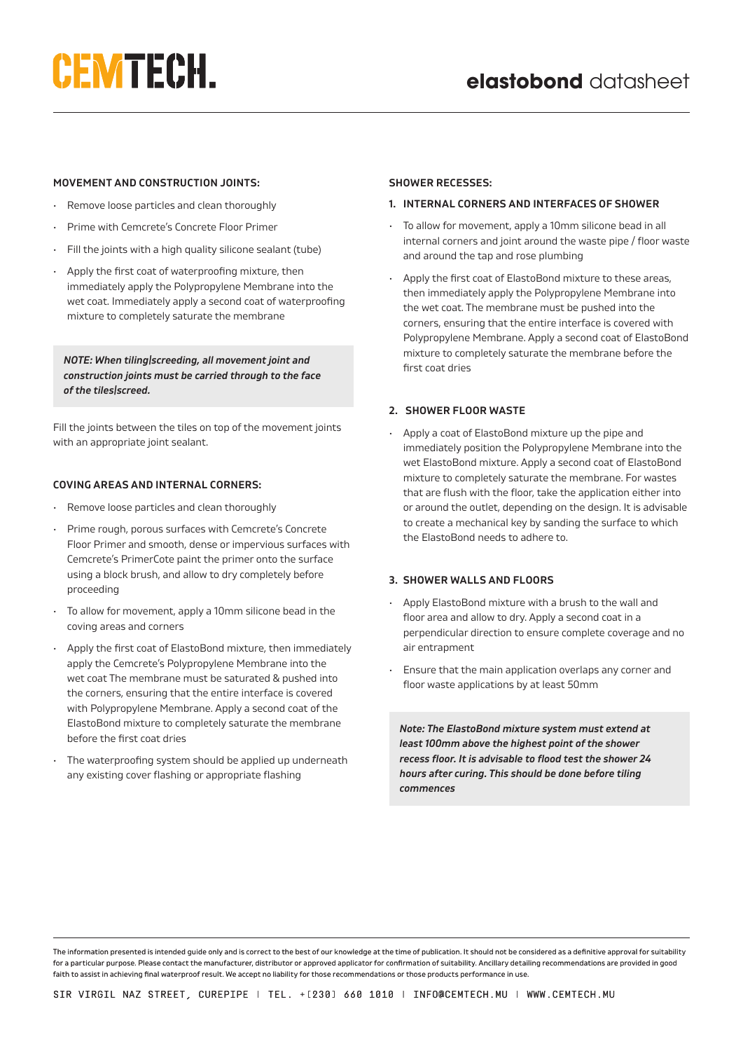#### MOVEMENT AND CONSTRUCTION JOINTS:

- Remove loose particles and clean thoroughly
- Prime with Cemcrete's Concrete Floor Primer
- Fill the joints with a high quality silicone sealant (tube)
- Apply the first coat of waterproofing mixture, then immediately apply the Polypropylene Membrane into the wet coat. Immediately apply a second coat of waterproofing mixture to completely saturate the membrane

***NOTE: When tiling|screeding, all movement joint and construction joints must be carried through to the face of the tiles|screed.***

Fill the joints between the tiles on top of the movement joints with an appropriate joint sealant.

#### COVING AREAS AND INTERNAL CORNERS:

- Remove loose particles and clean thoroughly
- Prime rough, porous surfaces with Cemcrete's Concrete Floor Primer and smooth, dense or impervious surfaces with Cemcrete's PrimerCote paint the primer onto the surface using a block brush, and allow to dry completely before proceeding
- To allow for movement, apply a 10mm silicone bead in the coving areas and corners
- Apply the first coat of ElastoBond mixture, then immediately apply the Cemcrete's Polypropylene Membrane into the wet coat The membrane must be saturated & pushed into the corners, ensuring that the entire interface is covered with Polypropylene Membrane. Apply a second coat of the ElastoBond mixture to completely saturate the membrane before the first coat dries
- The waterproofing system should be applied up underneath any existing cover flashing or appropriate flashing

#### SHOWER RECESSES:

#### 1. INTERNAL CORNERS AND INTERFACES OF SHOWER

- To allow for movement, apply a 10mm silicone bead in all internal corners and joint around the waste pipe / floor waste and around the tap and rose plumbing
- Apply the first coat of ElastoBond mixture to these areas, then immediately apply the Polypropylene Membrane into the wet coat. The membrane must be pushed into the corners, ensuring that the entire interface is covered with Polypropylene Membrane. Apply a second coat of ElastoBond mixture to completely saturate the membrane before the first coat dries

#### 2. SHOWER FLOOR WASTE

- Apply a coat of ElastoBond mixture up the pipe and immediately position the Polypropylene Membrane into the wet ElastoBond mixture. Apply a second coat of ElastoBond mixture to completely saturate the membrane. For wastes that are flush with the floor, take the application either into or around the outlet, depending on the design. It is advisable to create a mechanical key by sanding the surface to which the ElastoBond needs to adhere to.

#### 3. SHOWER WALLS AND FLOORS

- Apply ElastoBond mixture with a brush to the wall and floor area and allow to dry. Apply a second coat in a perpendicular direction to ensure complete coverage and no air entrapment
- Ensure that the main application overlaps any corner and floor waste applications by at least 50mm

***Note: The ElastoBond mixture system must extend at least 100mm above the highest point of the shower recess floor. It is advisable to flood test the shower 24 hours after curing. This should be done before tiling commences***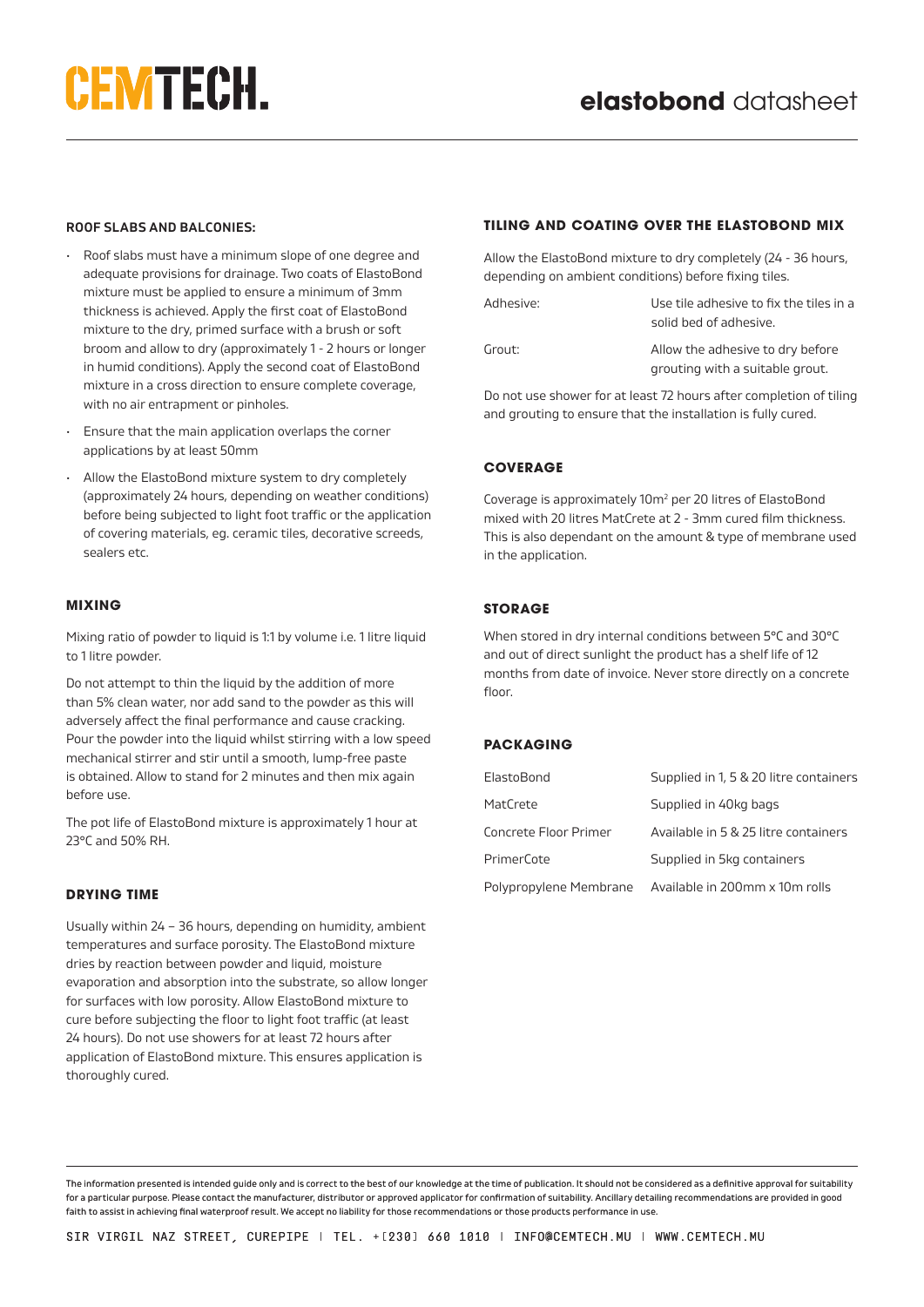## ROOF SLABS AND BALCONIES:

- Roof slabs must have a minimum slope of one degree and adequate provisions for drainage. Two coats of ElastoBond mixture must be applied to ensure a minimum of 3mm thickness is achieved. Apply the first coat of ElastoBond mixture to the dry, primed surface with a brush or soft broom and allow to dry (approximately 1 - 2 hours or longer in humid conditions). Apply the second coat of ElastoBond mixture in a cross direction to ensure complete coverage, with no air entrapment or pinholes.
- Ensure that the main application overlaps the corner applications by at least 50mm
- Allow the ElastoBond mixture system to dry completely (approximately 24 hours, depending on weather conditions) before being subjected to light foot traffic or the application of covering materials, eg. ceramic tiles, decorative screeds, sealers etc.

## MIXING

Mixing ratio of powder to liquid is 1:1 by volume i.e. 1 litre liquid to 1 litre powder.

Do not attempt to thin the liquid by the addition of more than 5% clean water, nor add sand to the powder as this will adversely affect the final performance and cause cracking. Pour the powder into the liquid whilst stirring with a low speed mechanical stirrer and stir until a smooth, lump-free paste is obtained. Allow to stand for 2 minutes and then mix again before use.

The pot life of ElastoBond mixture is approximately 1 hour at 23°C and 50% RH.

## DRYING TIME

Usually within 24 – 36 hours, depending on humidity, ambient temperatures and surface porosity. The ElastoBond mixture dries by reaction between powder and liquid, moisture evaporation and absorption into the substrate, so allow longer for surfaces with low porosity. Allow ElastoBond mixture to cure before subjecting the floor to light foot traffic (at least 24 hours). Do not use showers for at least 72 hours after application of ElastoBond mixture. This ensures application is thoroughly cured.

## TILING AND COATING OVER THE ELASTOBOND MIX

Allow the ElastoBond mixture to dry completely (24 - 36 hours, depending on ambient conditions) before fixing tiles.

| | |
|---|---|
| Adhesive: | Use tile adhesive to fix the tiles in a solid bed of adhesive. |
| Grout: | Allow the adhesive to dry before grouting with a suitable grout. |

Do not use shower for at least 72 hours after completion of tiling and grouting to ensure that the installation is fully cured.

## COVERAGE

Coverage is approximately 10m$^2$ per 20 litres of ElastoBond mixed with 20 litres MatCrete at 2 - 3mm cured film thickness. This is also dependant on the amount & type of membrane used in the application.

## STORAGE

When stored in dry internal conditions between 5°C and 30°C and out of direct sunlight the product has a shelf life of 12 months from date of invoice. Never store directly on a concrete floor.

## PACKAGING

| | |
|---|---|
| ElastoBond | Supplied in 1, 5 & 20 litre containers |
| MatCrete | Supplied in 40kg bags |
| Concrete Floor Primer | Available in 5 & 25 litre containers |
| PrimerCote | Supplied in 5kg containers |
| Polypropylene Membrane | Available in 200mm x 10m rolls |

The information presented is intended guide only and is correct to the best of our knowledge at the time of publication. It should not be considered as a definitive approval for suitability for a particular purpose. Please contact the manufacturer, distributor or approved applicator for confirmation of suitability. Ancillary detailing recommendations are provided in good faith to assist in achieving final waterproof result. We accept no liability for those recommendations or those products performance in use.

SIR VIRGIL NAZ STREET, CUREPIPE | TEL. +[230] 660 1010 | INFO@CEMTECH.MU | WWW.CEMTECH.MU